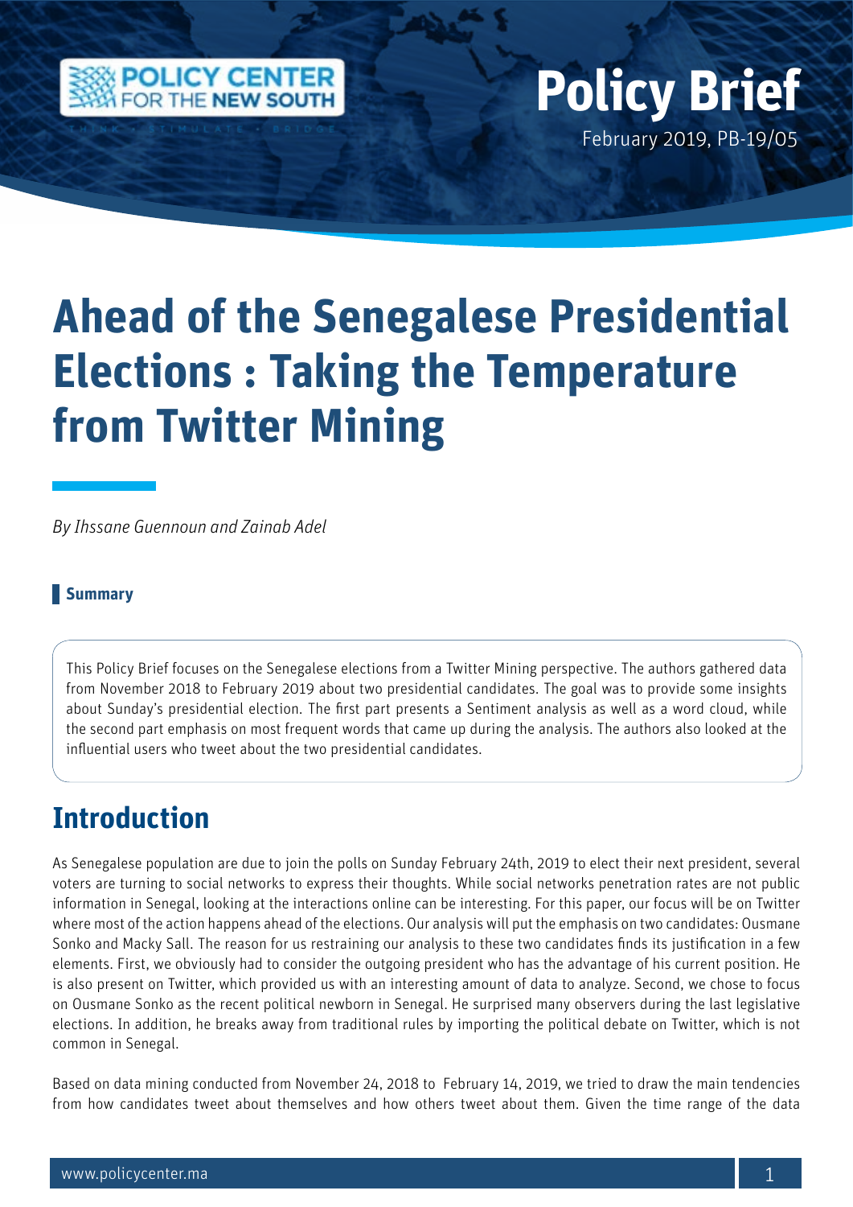Policy Brief

February 2019, PB-19/05

# Ahead of the Senegalese Presidential Elections : Taking the Temperature from Twitter Mining

*By Ihssane Guennoun and Zainab Adel*

**Summary**

This Policy Brief focuses on the Senegalese elections from a Twitter Mining perspective. The authors gathered data from November 2018 to February 2019 about two presidential candidates. The goal was to provide some insights about Sunday's presidential election. The first part presents a Sentiment analysis as well as a word cloud, while the second part emphasis on most frequent words that came up during the analysis. The authors also looked at the influential users who tweet about the two presidential candidates.

## Introduction

As Senegalese population are due to join the polls on Sunday February 24th, 2019 to elect their next president, several voters are turning to social networks to express their thoughts. While social networks penetration rates are not public information in Senegal, looking at the interactions online can be interesting. For this paper, our focus will be on Twitter where most of the action happens ahead of the elections. Our analysis will put the emphasis on two candidates: Ousmane Sonko and Macky Sall. The reason for us restraining our analysis to these two candidates finds its justification in a few elements. First, we obviously had to consider the outgoing president who has the advantage of his current position. He is also present on Twitter, which provided us with an interesting amount of data to analyze. Second, we chose to focus on Ousmane Sonko as the recent political newborn in Senegal. He surprised many observers during the last legislative elections. In addition, he breaks away from traditional rules by importing the political debate on Twitter, which is not common in Senegal.

Based on data mining conducted from November 24, 2018 to February 14, 2019, we tried to draw the main tendencies from how candidates tweet about themselves and how others tweet about them. Given the time range of the data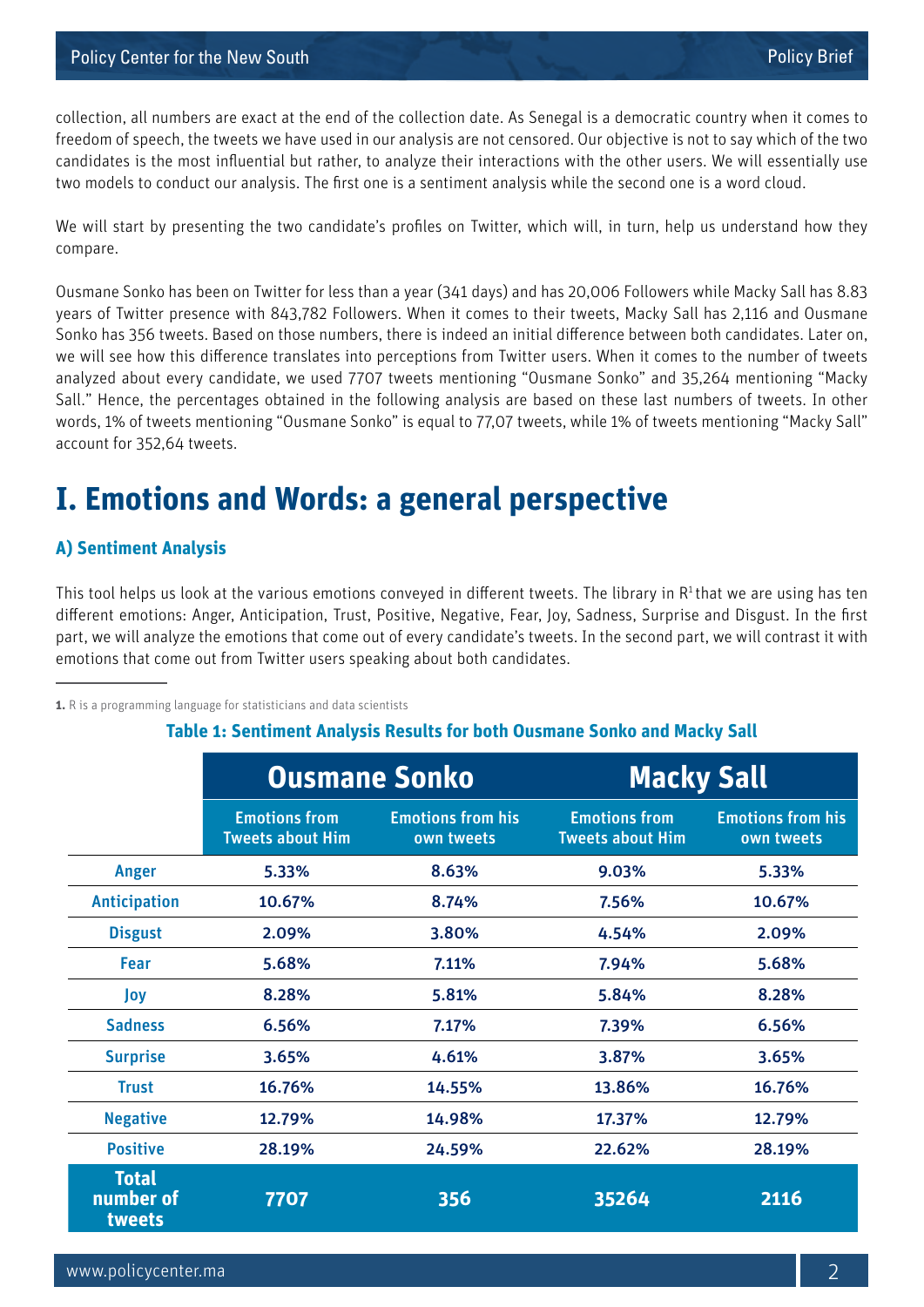collection, all numbers are exact at the end of the collection date. As Senegal is a democratic country when it comes to freedom of speech, the tweets we have used in our analysis are not censored. Our objective is not to say which of the two candidates is the most influential but rather, to analyze their interactions with the other users. We will essentially use two models to conduct our analysis. The first one is a sentiment analysis while the second one is a word cloud.

We will start by presenting the two candidate's profiles on Twitter, which will, in turn, help us understand how they compare.

Ousmane Sonko has been on Twitter for less than a year (341 days) and has 20,006 Followers while Macky Sall has 8.83 years of Twitter presence with 843,782 Followers. When it comes to their tweets, Macky Sall has 2,116 and Ousmane Sonko has 356 tweets. Based on those numbers, there is indeed an initial difference between both candidates. Later on, we will see how this difference translates into perceptions from Twitter users. When it comes to the number of tweets analyzed about every candidate, we used 7707 tweets mentioning "Ousmane Sonko" and 35,264 mentioning "Macky Sall." Hence, the percentages obtained in the following analysis are based on these last numbers of tweets. In other words, 1% of tweets mentioning "Ousmane Sonko" is equal to 77,07 tweets, while 1% of tweets mentioning "Macky Sall" account for 352,64 tweets.

# I. Emotions and Words: a general perspective

## A) Sentiment Analysis

This tool helps us look at the various emotions conveyed in different tweets. The library in R[1] that we are using has ten different emotions: Anger, Anticipation, Trust, Positive, Negative, Fear, Joy, Sadness, Surprise and Disgust. In the first part, we will analyze the emotions that come out of every candidate's tweets. In the second part, we will contrast it with emotions that come out from Twitter users speaking about both candidates.

**Table 1: Sentiment Analysis Results for both Ousmane Sonko and Macky Sall**

| | Ousmane Sonko | | Macky Sall | |
|---|---|---|---|---|
| | Emotions from Tweets about Him | Emotions from his own tweets | Emotions from Tweets about Him | Emotions from his own tweets |
| Anger | 5.33% | 8.63% | 9.03% | 5.33% |
| Anticipation | 10.67% | 8.74% | 7.56% | 10.67% |
| Disgust | 2.09% | 3.80% | 4.54% | 2.09% |
| Fear | 5.68% | 7.11% | 7.94% | 5.68% |
| Joy | 8.28% | 5.81% | 5.84% | 8.28% |
| Sadness | 6.56% | 7.17% | 7.39% | 6.56% |
| Surprise | 3.65% | 4.61% | 3.87% | 3.65% |
| Trust | 16.76% | 14.55% | 13.86% | 16.76% |
| Negative | 12.79% | 14.98% | 17.37% | 12.79% |
| Positive | 28.19% | 24.59% | 22.62% | 28.19% |
| Total number of tweets | 7707 | 356 | 35264 | 2116 |

---

1. R is a programming language for statisticians and data scientists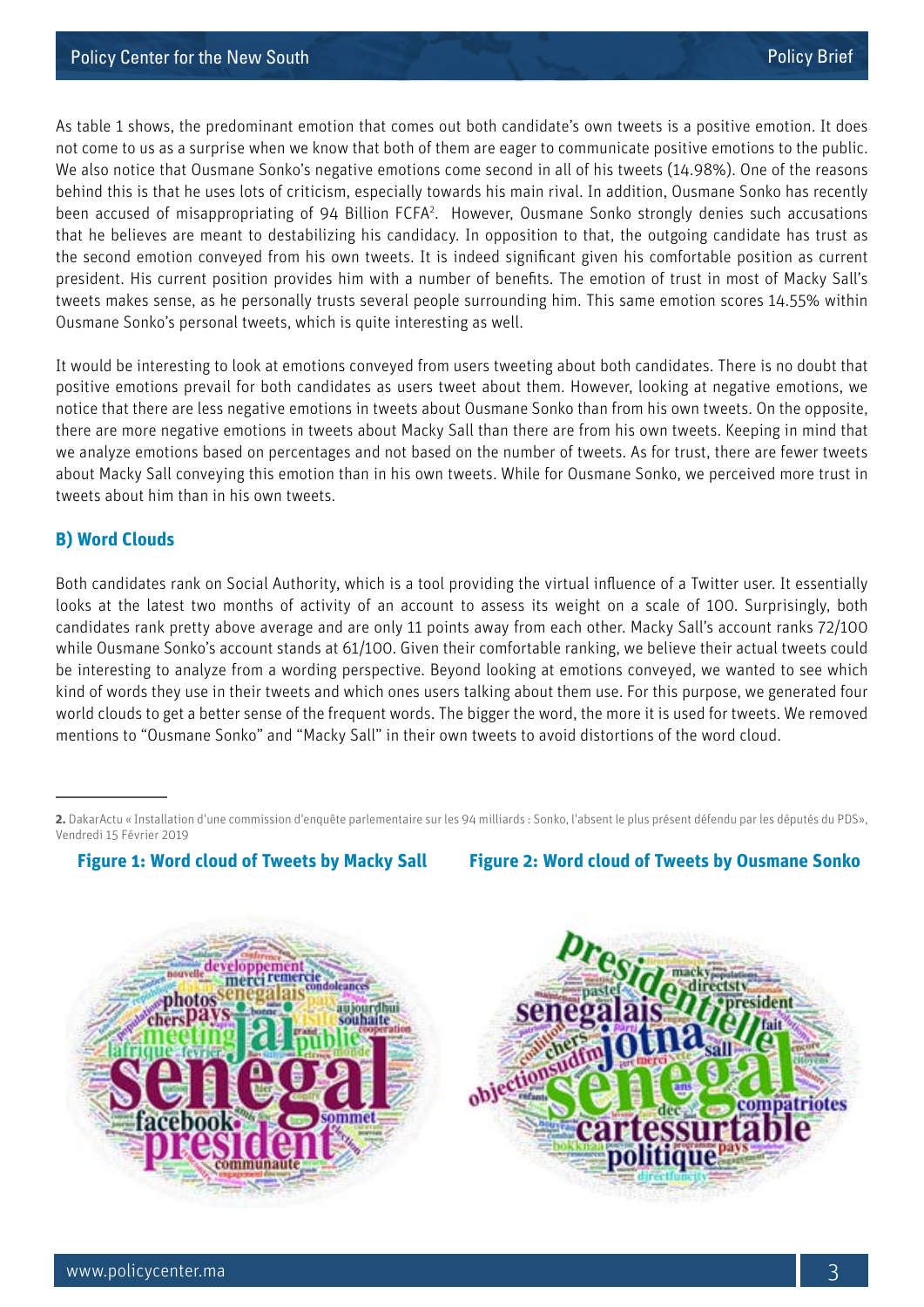As table 1 shows, the predominant emotion that comes out both candidate's own tweets is a positive emotion. It does not come to us as a surprise when we know that both of them are eager to communicate positive emotions to the public. We also notice that Ousmane Sonko's negative emotions come second in all of his tweets (14.98%). One of the reasons behind this is that he uses lots of criticism, especially towards his main rival. In addition, Ousmane Sonko has recently been accused of misappropriating of 94 Billion FCFA[2]. However, Ousmane Sonko strongly denies such accusations that he believes are meant to destabilizing his candidacy. In opposition to that, the outgoing candidate has trust as the second emotion conveyed from his own tweets. It is indeed significant given his comfortable position as current president. His current position provides him with a number of benefits. The emotion of trust in most of Macky Sall's tweets makes sense, as he personally trusts several people surrounding him. This same emotion scores 14.55% within Ousmane Sonko's personal tweets, which is quite interesting as well.

It would be interesting to look at emotions conveyed from users tweeting about both candidates. There is no doubt that positive emotions prevail for both candidates as users tweet about them. However, looking at negative emotions, we notice that there are less negative emotions in tweets about Ousmane Sonko than from his own tweets. On the opposite, there are more negative emotions in tweets about Macky Sall than there are from his own tweets. Keeping in mind that we analyze emotions based on percentages and not based on the number of tweets. As for trust, there are fewer tweets about Macky Sall conveying this emotion than in his own tweets. While for Ousmane Sonko, we perceived more trust in tweets about him than in his own tweets.

### B) Word Clouds

Both candidates rank on Social Authority, which is a tool providing the virtual influence of a Twitter user. It essentially looks at the latest two months of activity of an account to assess its weight on a scale of 100. Surprisingly, both candidates rank pretty above average and are only 11 points away from each other. Macky Sall's account ranks 72/100 while Ousmane Sonko's account stands at 61/100. Given their comfortable ranking, we believe their actual tweets could be interesting to analyze from a wording perspective. Beyond looking at emotions conveyed, we wanted to see which kind of words they use in their tweets and which ones users talking about them use. For this purpose, we generated four world clouds to get a better sense of the frequent words. The bigger the word, the more it is used for tweets. We removed mentions to "Ousmane Sonko" and "Macky Sall" in their own tweets to avoid distortions of the word cloud.

---

[2] DakarActu « Installation d'une commission d'enquête parlementaire sur les 94 milliards : Sonko, l'absent le plus présent défendu par les députés du PDS», Vendredi 15 Février 2019

**Figure 1: Word cloud of Tweets by Macky Sall**

**Figure 2: Word cloud of Tweets by Ousmane Sonko**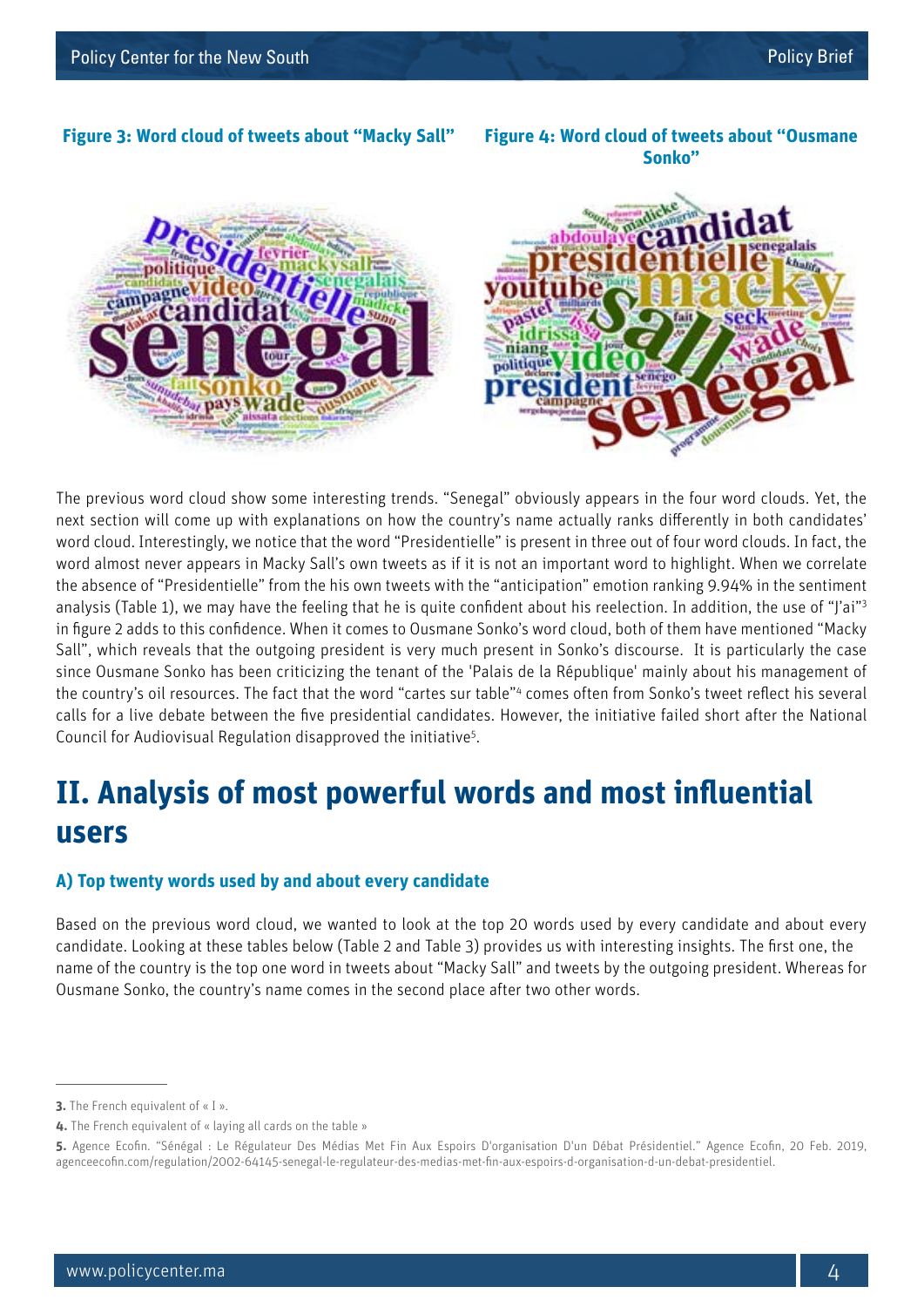**Figure 3: Word cloud of tweets about "Macky Sall"**

**Figure 4: Word cloud of tweets about "Ousmane Sonko"**

The previous word cloud show some interesting trends. "Senegal" obviously appears in the four word clouds. Yet, the next section will come up with explanations on how the country's name actually ranks differently in both candidates' word cloud. Interestingly, we notice that the word "Presidentielle" is present in three out of four word clouds. In fact, the word almost never appears in Macky Sall's own tweets as if it is not an important word to highlight. When we correlate the absence of "Presidentielle" from the his own tweets with the "anticipation" emotion ranking 9.94% in the sentiment analysis (Table 1), we may have the feeling that he is quite confident about his reelection. In addition, the use of "J'ai"[3] in figure 2 adds to this confidence. When it comes to Ousmane Sonko's word cloud, both of them have mentioned "Macky Sall", which reveals that the outgoing president is very much present in Sonko's discourse. It is particularly the case since Ousmane Sonko has been criticizing the tenant of the 'Palais de la République' mainly about his management of the country's oil resources. The fact that the word "cartes sur table"[4] comes often from Sonko's tweet reflect his several calls for a live debate between the five presidential candidates. However, the initiative failed short after the National Council for Audiovisual Regulation disapproved the initiative[5].

# II. Analysis of most powerful words and most influential users

## A) Top twenty words used by and about every candidate

Based on the previous word cloud, we wanted to look at the top 20 words used by every candidate and about every candidate. Looking at these tables below (Table 2 and Table 3) provides us with interesting insights. The first one, the name of the country is the top one word in tweets about "Macky Sall" and tweets by the outgoing president. Whereas for Ousmane Sonko, the country's name comes in the second place after two other words.

---

**3.** The French equivalent of « I ».

**4.** The French equivalent of « laying all cards on the table »

**5.** Agence Ecofin. "Sénégal : Le Régulateur Des Médias Met Fin Aux Espoirs D'organisation D'un Débat Présidentiel." Agence Ecofin, 20 Feb. 2019, agenceecofin.com/regulation/2002-64145-senegal-le-regulateur-des-medias-met-fin-aux-espoirs-d-organisation-d-un-debat-presidentiel.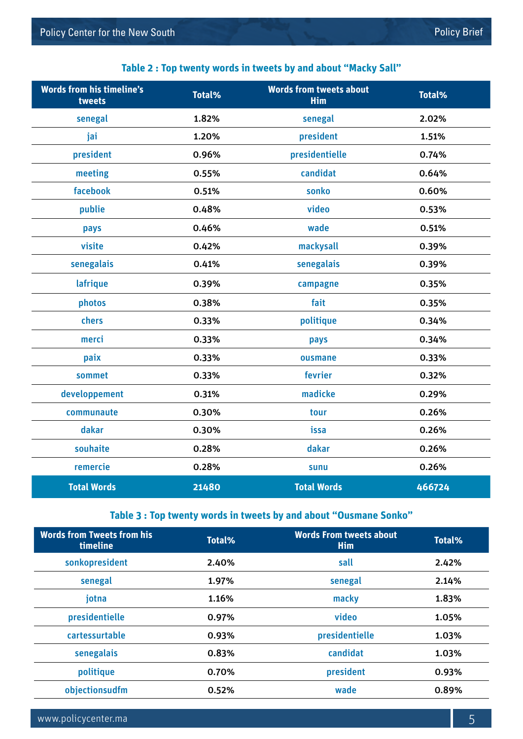**Table 2 : Top twenty words in tweets by and about "Macky Sall"**

| Words from his timeline's tweets | Total% | Words from tweets about Him | Total% |
|---|---|---|---|
| senegal | 1.82% | senegal | 2.02% |
| jai | 1.20% | president | 1.51% |
| president | 0.96% | presidentielle | 0.74% |
| meeting | 0.55% | candidat | 0.64% |
| facebook | 0.51% | sonko | 0.60% |
| publie | 0.48% | video | 0.53% |
| pays | 0.46% | wade | 0.51% |
| visite | 0.42% | mackysall | 0.39% |
| senegalais | 0.41% | senegalais | 0.39% |
| lafrique | 0.39% | campagne | 0.35% |
| photos | 0.38% | fait | 0.35% |
| chers | 0.33% | politique | 0.34% |
| merci | 0.33% | pays | 0.34% |
| paix | 0.33% | ousmane | 0.33% |
| sommet | 0.33% | fevrier | 0.32% |
| developpement | 0.31% | madicke | 0.29% |
| communaute | 0.30% | tour | 0.26% |
| dakar | 0.30% | issa | 0.26% |
| souhaite | 0.28% | dakar | 0.26% |
| remercie | 0.28% | sunu | 0.26% |
| **Total Words** | **21480** | **Total Words** | **466724** |

**Table 3 : Top twenty words in tweets by and about "Ousmane Sonko"**

| Words from Tweets from his timeline | Total% | Words From tweets about Him | Total% |
|---|---|---|---|
| sonkopresident | 2.40% | sall | 2.42% |
| senegal | 1.97% | senegal | 2.14% |
| jotna | 1.16% | macky | 1.83% |
| presidentielle | 0.97% | video | 1.05% |
| cartessurtable | 0.93% | presidentielle | 1.03% |
| senegalais | 0.83% | candidat | 1.03% |
| politique | 0.70% | president | 0.93% |
| objectionsudfm | 0.52% | wade | 0.89% |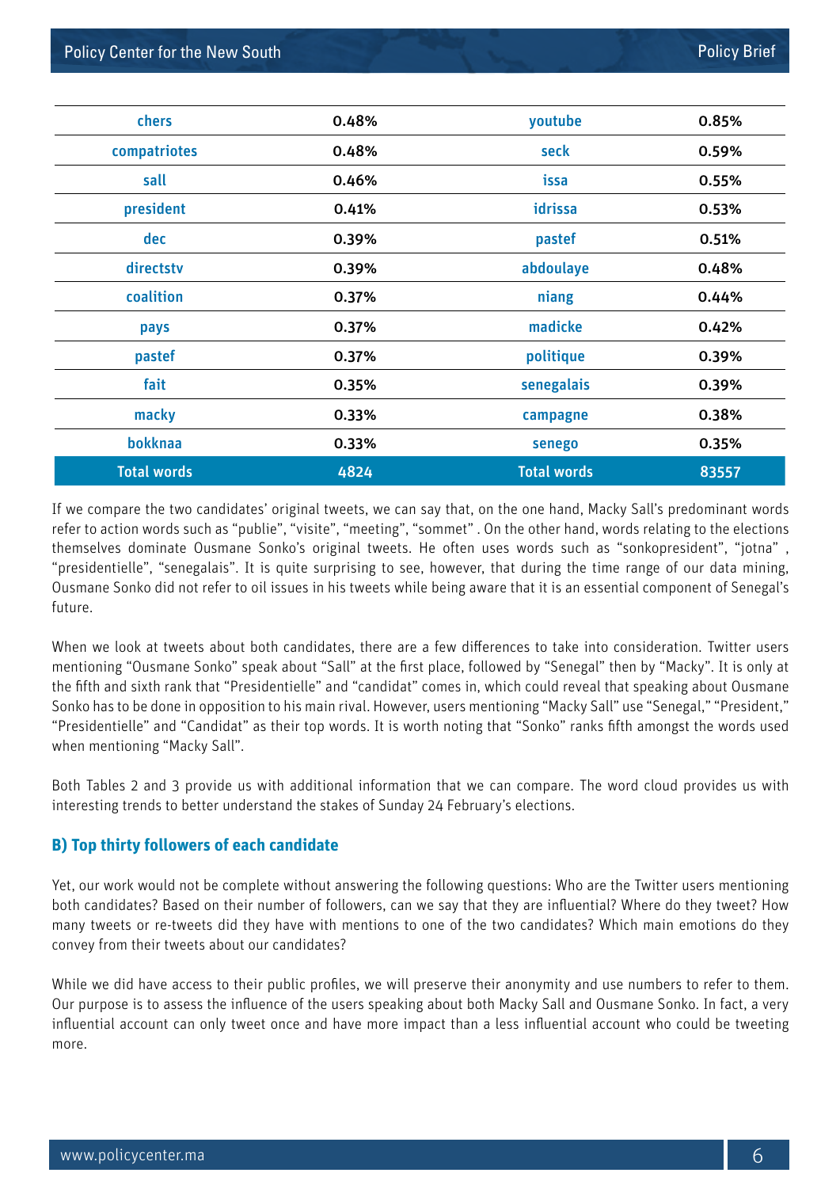| chers | 0.48% | youtube | 0.85% |
|---|---|---|---|
| compatriotes | 0.48% | seck | 0.59% |
| sall | 0.46% | issa | 0.55% |
| president | 0.41% | idrissa | 0.53% |
| dec | 0.39% | pastef | 0.51% |
| directstv | 0.39% | abdoulaye | 0.48% |
| coalition | 0.37% | niang | 0.44% |
| pays | 0.37% | madicke | 0.42% |
| pastef | 0.37% | politique | 0.39% |
| fait | 0.35% | senegalais | 0.39% |
| macky | 0.33% | campagne | 0.38% |
| bokknaa | 0.33% | senego | 0.35% |
| **Total words** | **4824** | **Total words** | **83557** |

If we compare the two candidates' original tweets, we can say that, on the one hand, Macky Sall's predominant words refer to action words such as "publie", "visite", "meeting", "sommet" . On the other hand, words relating to the elections themselves dominate Ousmane Sonko's original tweets. He often uses words such as "sonkopresident", "jotna" , "presidentielle", "senegalais". It is quite surprising to see, however, that during the time range of our data mining, Ousmane Sonko did not refer to oil issues in his tweets while being aware that it is an essential component of Senegal's future.

When we look at tweets about both candidates, there are a few differences to take into consideration. Twitter users mentioning "Ousmane Sonko" speak about "Sall" at the first place, followed by "Senegal" then by "Macky". It is only at the fifth and sixth rank that "Presidentielle" and "candidat" comes in, which could reveal that speaking about Ousmane Sonko has to be done in opposition to his main rival. However, users mentioning "Macky Sall" use "Senegal," "President," "Presidentielle" and "Candidat" as their top words. It is worth noting that "Sonko" ranks fifth amongst the words used when mentioning "Macky Sall".

Both Tables 2 and 3 provide us with additional information that we can compare. The word cloud provides us with interesting trends to better understand the stakes of Sunday 24 February's elections.

### B) Top thirty followers of each candidate

Yet, our work would not be complete without answering the following questions: Who are the Twitter users mentioning both candidates? Based on their number of followers, can we say that they are influential? Where do they tweet? How many tweets or re-tweets did they have with mentions to one of the two candidates? Which main emotions do they convey from their tweets about our candidates?

While we did have access to their public profiles, we will preserve their anonymity and use numbers to refer to them. Our purpose is to assess the influence of the users speaking about both Macky Sall and Ousmane Sonko. In fact, a very influential account can only tweet once and have more impact than a less influential account who could be tweeting more.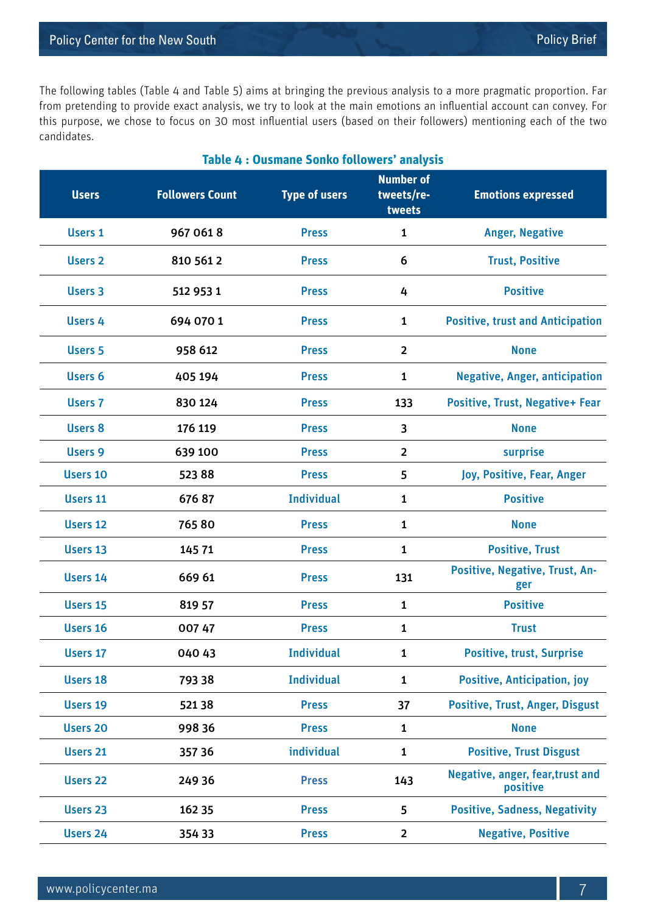The following tables (Table 4 and Table 5) aims at bringing the previous analysis to a more pragmatic proportion. Far from pretending to provide exact analysis, we try to look at the main emotions an influential account can convey. For this purpose, we chose to focus on 30 most influential users (based on their followers) mentioning each of the two candidates.

**Table 4 : Ousmane Sonko followers' analysis**

| Users | Followers Count | Type of users | Number of tweets/re-tweets | Emotions expressed |
|---|---|---|---|---|
| Users 1 | 967 061 8 | Press | 1 | Anger, Negative |
| Users 2 | 810 561 2 | Press | 6 | Trust, Positive |
| Users 3 | 512 953 1 | Press | 4 | Positive |
| Users 4 | 694 070 1 | Press | 1 | Positive, trust and Anticipation |
| Users 5 | 958 612 | Press | 2 | None |
| Users 6 | 405 194 | Press | 1 | Negative, Anger, anticipation |
| Users 7 | 830 124 | Press | 133 | Positive, Trust, Negative+ Fear |
| Users 8 | 176 119 | Press | 3 | None |
| Users 9 | 639 100 | Press | 2 | surprise |
| Users 10 | 523 88 | Press | 5 | Joy, Positive, Fear, Anger |
| Users 11 | 676 87 | Individual | 1 | Positive |
| Users 12 | 765 80 | Press | 1 | None |
| Users 13 | 145 71 | Press | 1 | Positive, Trust |
| Users 14 | 669 61 | Press | 131 | Positive, Negative, Trust, Anger |
| Users 15 | 819 57 | Press | 1 | Positive |
| Users 16 | 007 47 | Press | 1 | Trust |
| Users 17 | 040 43 | Individual | 1 | Positive, trust, Surprise |
| Users 18 | 793 38 | Individual | 1 | Positive, Anticipation, joy |
| Users 19 | 521 38 | Press | 37 | Positive, Trust, Anger, Disgust |
| Users 20 | 998 36 | Press | 1 | None |
| Users 21 | 357 36 | individual | 1 | Positive, Trust Disgust |
| Users 22 | 249 36 | Press | 143 | Negative, anger, fear,trust and positive |
| Users 23 | 162 35 | Press | 5 | Positive, Sadness, Negativity |
| Users 24 | 354 33 | Press | 2 | Negative, Positive |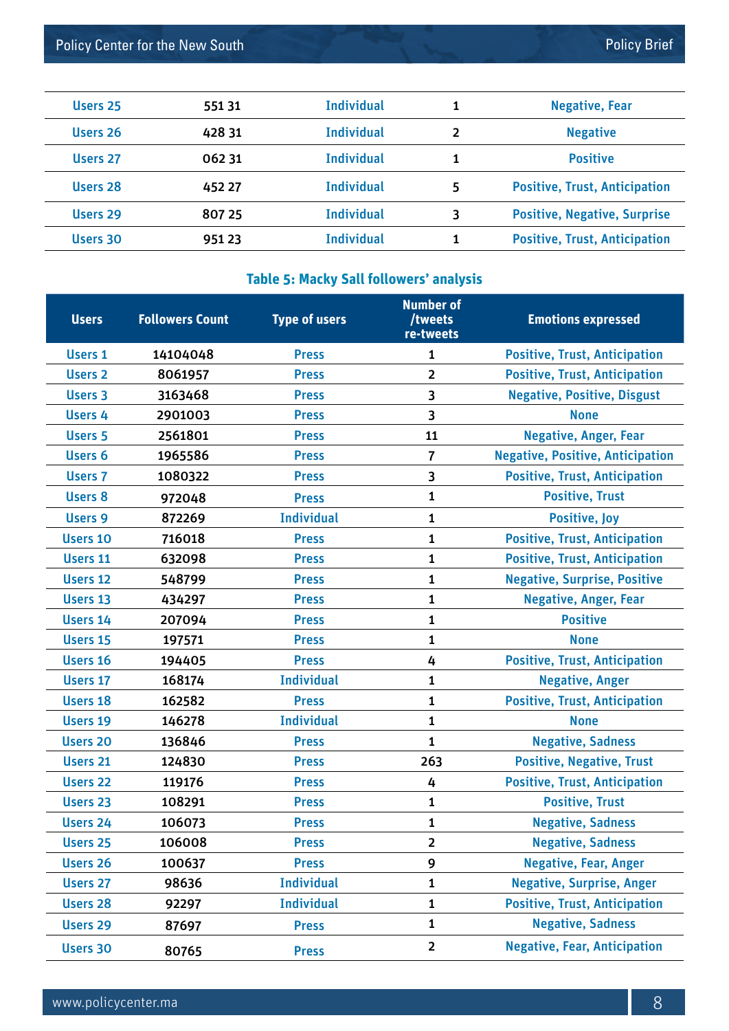| | | | | |
|---|---|---|---|---|
| Users 25 | 551 31 | Individual | 1 | Negative, Fear |
| Users 26 | 428 31 | Individual | 2 | Negative |
| Users 27 | 062 31 | Individual | 1 | Positive |
| Users 28 | 452 27 | Individual | 5 | Positive, Trust, Anticipation |
| Users 29 | 807 25 | Individual | 3 | Positive, Negative, Surprise |
| Users 30 | 951 23 | Individual | 1 | Positive, Trust, Anticipation |

**Table 5: Macky Sall followers' analysis**

| Users | Followers Count | Type of users | Number of /tweets re-tweets | Emotions expressed |
|---|---|---|---|---|
| Users 1 | 14104048 | Press | 1 | Positive, Trust, Anticipation |
| Users 2 | 8061957 | Press | 2 | Positive, Trust, Anticipation |
| Users 3 | 3163468 | Press | 3 | Negative, Positive, Disgust |
| Users 4 | 2901003 | Press | 3 | None |
| Users 5 | 2561801 | Press | 11 | Negative, Anger, Fear |
| Users 6 | 1965586 | Press | 7 | Negative, Positive, Anticipation |
| Users 7 | 1080322 | Press | 3 | Positive, Trust, Anticipation |
| Users 8 | 972048 | Press | 1 | Positive, Trust |
| Users 9 | 872269 | Individual | 1 | Positive, Joy |
| Users 10 | 716018 | Press | 1 | Positive, Trust, Anticipation |
| Users 11 | 632098 | Press | 1 | Positive, Trust, Anticipation |
| Users 12 | 548799 | Press | 1 | Negative, Surprise, Positive |
| Users 13 | 434297 | Press | 1 | Negative, Anger, Fear |
| Users 14 | 207094 | Press | 1 | Positive |
| Users 15 | 197571 | Press | 1 | None |
| Users 16 | 194405 | Press | 4 | Positive, Trust, Anticipation |
| Users 17 | 168174 | Individual | 1 | Negative, Anger |
| Users 18 | 162582 | Press | 1 | Positive, Trust, Anticipation |
| Users 19 | 146278 | Individual | 1 | None |
| Users 20 | 136846 | Press | 1 | Negative, Sadness |
| Users 21 | 124830 | Press | 263 | Positive, Negative, Trust |
| Users 22 | 119176 | Press | 4 | Positive, Trust, Anticipation |
| Users 23 | 108291 | Press | 1 | Positive, Trust |
| Users 24 | 106073 | Press | 1 | Negative, Sadness |
| Users 25 | 106008 | Press | 2 | Negative, Sadness |
| Users 26 | 100637 | Press | 9 | Negative, Fear, Anger |
| Users 27 | 98636 | Individual | 1 | Negative, Surprise, Anger |
| Users 28 | 92297 | Individual | 1 | Positive, Trust, Anticipation |
| Users 29 | 87697 | Press | 1 | Negative, Sadness |
| Users 30 | 80765 | Press | 2 | Negative, Fear, Anticipation |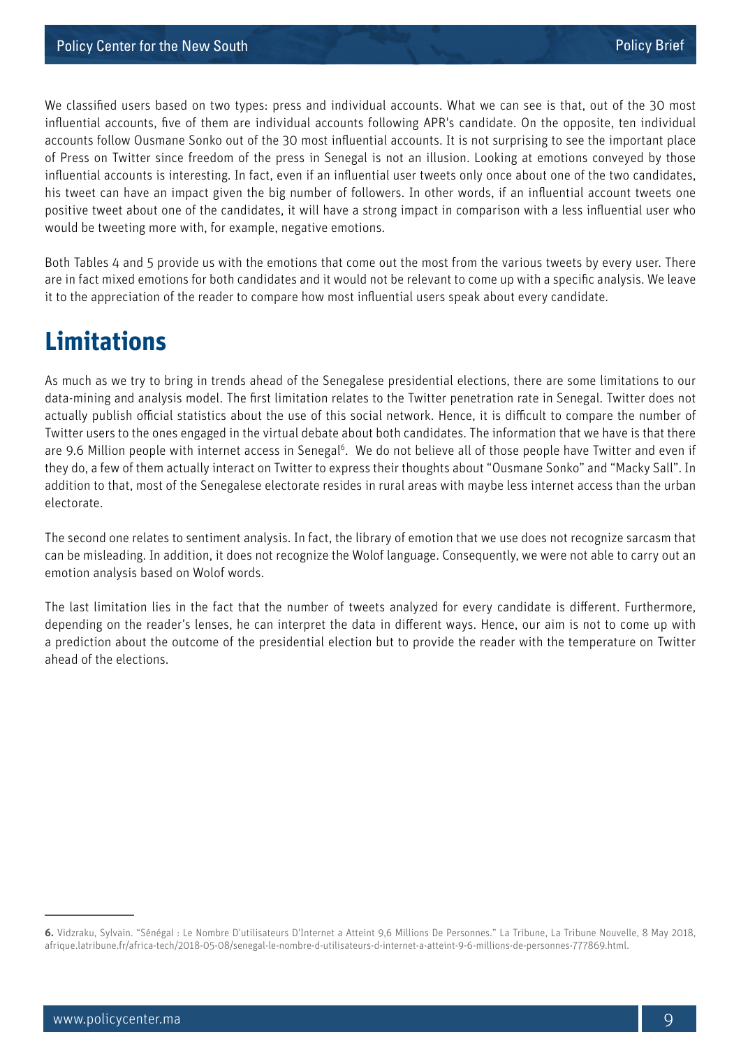We classified users based on two types: press and individual accounts. What we can see is that, out of the 30 most influential accounts, five of them are individual accounts following APR's candidate. On the opposite, ten individual accounts follow Ousmane Sonko out of the 30 most influential accounts. It is not surprising to see the important place of Press on Twitter since freedom of the press in Senegal is not an illusion. Looking at emotions conveyed by those influential accounts is interesting. In fact, even if an influential user tweets only once about one of the two candidates, his tweet can have an impact given the big number of followers. In other words, if an influential account tweets one positive tweet about one of the candidates, it will have a strong impact in comparison with a less influential user who would be tweeting more with, for example, negative emotions.

Both Tables 4 and 5 provide us with the emotions that come out the most from the various tweets by every user. There are in fact mixed emotions for both candidates and it would not be relevant to come up with a specific analysis. We leave it to the appreciation of the reader to compare how most influential users speak about every candidate.

## Limitations

As much as we try to bring in trends ahead of the Senegalese presidential elections, there are some limitations to our data-mining and analysis model. The first limitation relates to the Twitter penetration rate in Senegal. Twitter does not actually publish official statistics about the use of this social network. Hence, it is difficult to compare the number of Twitter users to the ones engaged in the virtual debate about both candidates. The information that we have is that there are 9.6 Million people with internet access in Senegal[6]. We do not believe all of those people have Twitter and even if they do, a few of them actually interact on Twitter to express their thoughts about "Ousmane Sonko" and "Macky Sall". In addition to that, most of the Senegalese electorate resides in rural areas with maybe less internet access than the urban electorate.

The second one relates to sentiment analysis. In fact, the library of emotion that we use does not recognize sarcasm that can be misleading. In addition, it does not recognize the Wolof language. Consequently, we were not able to carry out an emotion analysis based on Wolof words.

The last limitation lies in the fact that the number of tweets analyzed for every candidate is different. Furthermore, depending on the reader's lenses, he can interpret the data in different ways. Hence, our aim is not to come up with a prediction about the outcome of the presidential election but to provide the reader with the temperature on Twitter ahead of the elections.

---

**6.** Vidzraku, Sylvain. "Sénégal : Le Nombre D'utilisateurs D'Internet a Atteint 9,6 Millions De Personnes." La Tribune, La Tribune Nouvelle, 8 May 2018, afrique.latribune.fr/africa-tech/2018-05-08/senegal-le-nombre-d-utilisateurs-d-internet-a-atteint-9-6-millions-de-personnes-777869.html.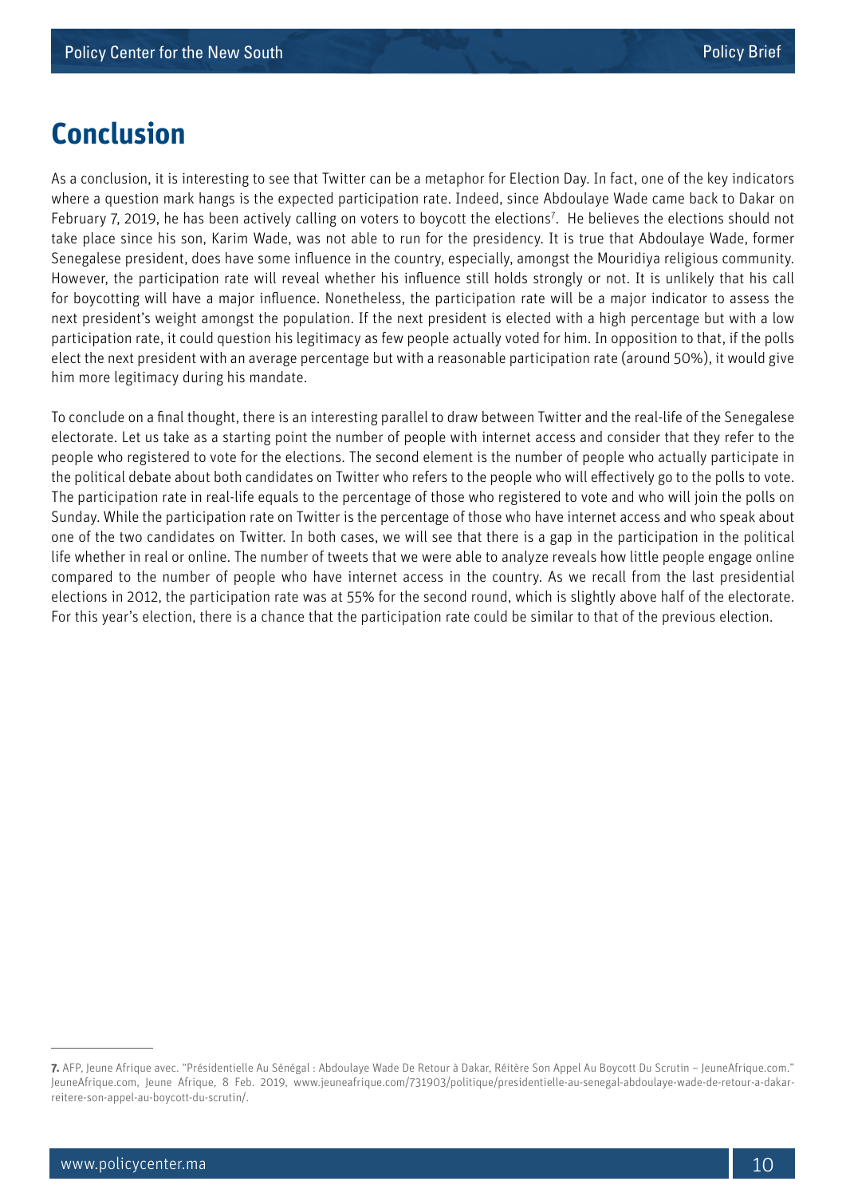# Conclusion

As a conclusion, it is interesting to see that Twitter can be a metaphor for Election Day. In fact, one of the key indicators where a question mark hangs is the expected participation rate. Indeed, since Abdoulaye Wade came back to Dakar on February 7, 2019, he has been actively calling on voters to boycott the elections[7]. He believes the elections should not take place since his son, Karim Wade, was not able to run for the presidency. It is true that Abdoulaye Wade, former Senegalese president, does have some influence in the country, especially, amongst the Mouridiya religious community. However, the participation rate will reveal whether his influence still holds strongly or not. It is unlikely that his call for boycotting will have a major influence. Nonetheless, the participation rate will be a major indicator to assess the next president's weight amongst the population. If the next president is elected with a high percentage but with a low participation rate, it could question his legitimacy as few people actually voted for him. In opposition to that, if the polls elect the next president with an average percentage but with a reasonable participation rate (around 50%), it would give him more legitimacy during his mandate.

To conclude on a final thought, there is an interesting parallel to draw between Twitter and the real-life of the Senegalese electorate. Let us take as a starting point the number of people with internet access and consider that they refer to the people who registered to vote for the elections. The second element is the number of people who actually participate in the political debate about both candidates on Twitter who refers to the people who will effectively go to the polls to vote. The participation rate in real-life equals to the percentage of those who registered to vote and who will join the polls on Sunday. While the participation rate on Twitter is the percentage of those who have internet access and who speak about one of the two candidates on Twitter. In both cases, we will see that there is a gap in the participation in the political life whether in real or online. The number of tweets that we were able to analyze reveals how little people engage online compared to the number of people who have internet access in the country. As we recall from the last presidential elections in 2012, the participation rate was at 55% for the second round, which is slightly above half of the electorate. For this year's election, there is a chance that the participation rate could be similar to that of the previous election.

---

**7.** AFP, Jeune Afrique avec. "Présidentielle Au Sénégal : Abdoulaye Wade De Retour à Dakar, Réitère Son Appel Au Boycott Du Scrutin – JeuneAfrique.com." JeuneAfrique.com, Jeune Afrique, 8 Feb. 2019, www.jeuneafrique.com/731903/politique/presidentielle-au-senegal-abdoulaye-wade-de-retour-a-dakar-reitere-son-appel-au-boycott-du-scrutin/.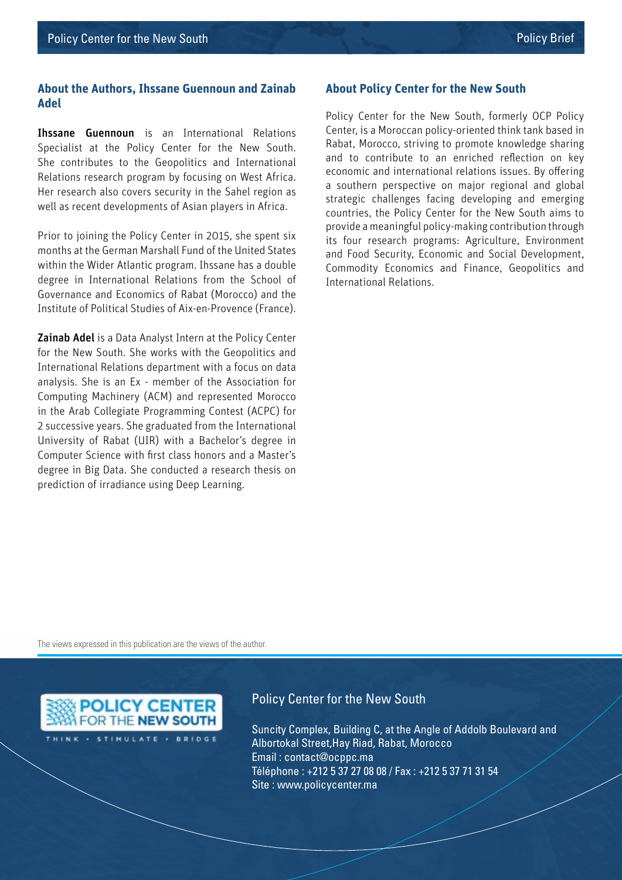## About the Authors, Ihssane Guennoun and Zainab Adel

**Ihssane Guennoun** is an International Relations Specialist at the Policy Center for the New South. She contributes to the Geopolitics and International Relations research program by focusing on West Africa. Her research also covers security in the Sahel region as well as recent developments of Asian players in Africa.

Prior to joining the Policy Center in 2015, she spent six months at the German Marshall Fund of the United States within the Wider Atlantic program. Ihssane has a double degree in International Relations from the School of Governance and Economics of Rabat (Morocco) and the Institute of Political Studies of Aix-en-Provence (France).

**Zainab Adel** is a Data Analyst Intern at the Policy Center for the New South. She works with the Geopolitics and International Relations department with a focus on data analysis. She is an Ex - member of the Association for Computing Machinery (ACM) and represented Morocco in the Arab Collegiate Programming Contest (ACPC) for 2 successive years. She graduated from the International University of Rabat (UIR) with a Bachelor's degree in Computer Science with first class honors and a Master's degree in Big Data. She conducted a research thesis on prediction of irradiance using Deep Learning.

## About Policy Center for the New South

Policy Center for the New South, formerly OCP Policy Center, is a Moroccan policy-oriented think tank based in Rabat, Morocco, striving to promote knowledge sharing and to contribute to an enriched reflection on key economic and international relations issues. By offering a southern perspective on major regional and global strategic challenges facing developing and emerging countries, the Policy Center for the New South aims to provide a meaningful policy-making contribution through its four research programs: Agriculture, Environment and Food Security, Economic and Social Development, Commodity Economics and Finance, Geopolitics and International Relations.

The views expressed in this publication are the views of the author.

POLICY CENTER FOR THE NEW SOUTH

THINK • STIMULATE • BRIDGE

Policy Center for the New South

Suncity Complex, Building C, at the Angle of Addolb Boulevard and Albortokal Street,Hay Riad, Rabat, Morocco
Email : contact@ocppc.ma
Téléphone : +212 5 37 27 08 08 / Fax : +212 5 37 71 31 54
Site : www.policycenter.ma